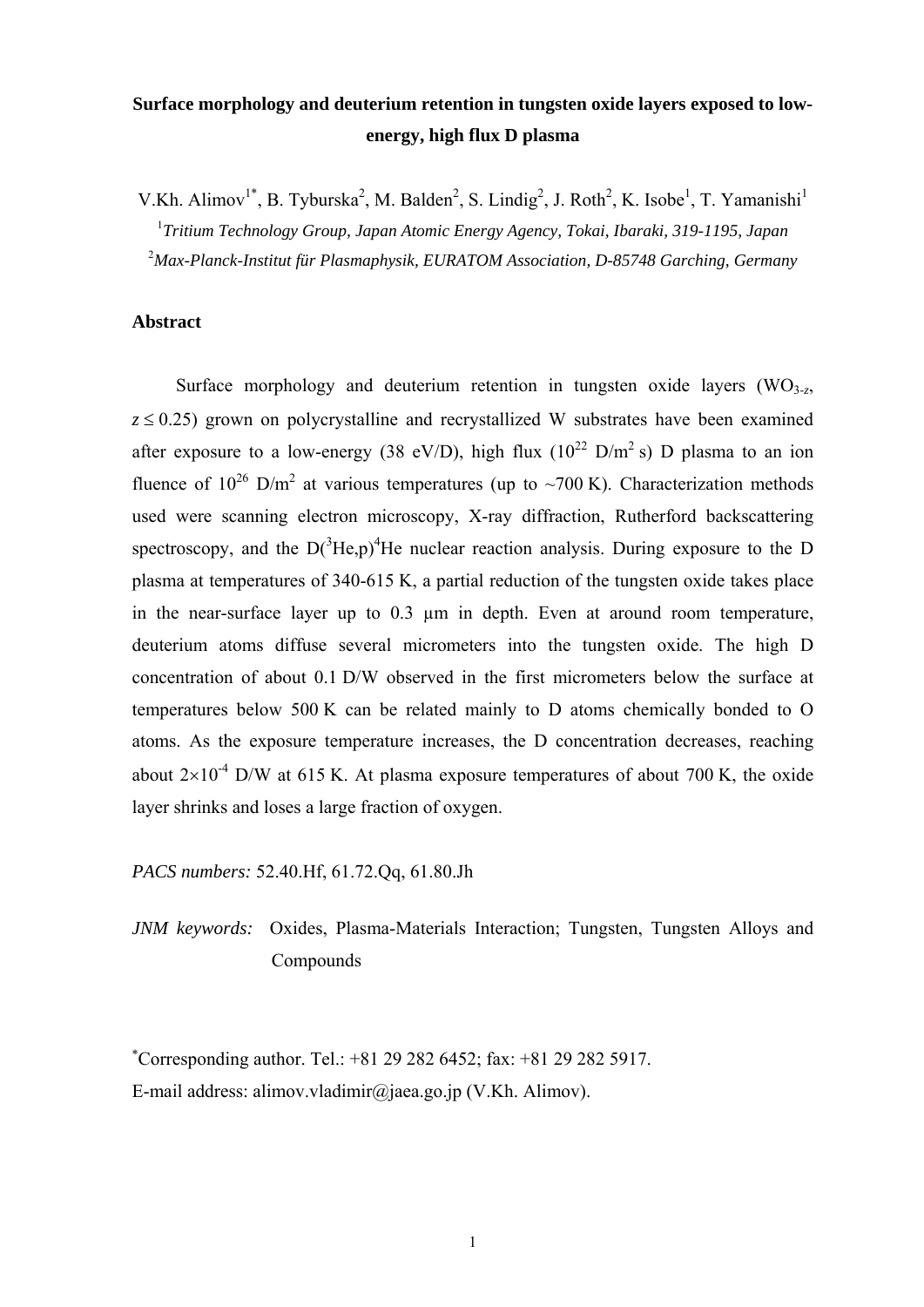# Surface morphology and deuterium retention in tungsten oxide layers exposed to low-energy, high flux D plasma

V.Kh. Alimov[1*], B. Tyburska[2], M. Balden[2], S. Lindig[2], J. Roth[2], K. Isobe[1], T. Yamanishi[1]

[1]*Tritium Technology Group, Japan Atomic Energy Agency, Tokai, Ibaraki, 319-1195, Japan*

[2]*Max-Planck-Institut für Plasmaphysik, EURATOM Association, D-85748 Garching, Germany*

## Abstract

Surface morphology and deuterium retention in tungsten oxide layers ($WO_{3-z}$, $z \leq 0.25$) grown on polycrystalline and recrystallized W substrates have been examined after exposure to a low-energy (38 eV/D), high flux ($10^{22}$ D/m$^2$ s) D plasma to an ion fluence of $10^{26}$ D/m$^2$ at various temperatures (up to ~700 K). Characterization methods used were scanning electron microscopy, X-ray diffraction, Rutherford backscattering spectroscopy, and the D($^3$He,p)$^4$He nuclear reaction analysis. During exposure to the D plasma at temperatures of 340-615 K, a partial reduction of the tungsten oxide takes place in the near-surface layer up to 0.3 μm in depth. Even at around room temperature, deuterium atoms diffuse several micrometers into the tungsten oxide. The high D concentration of about 0.1 D/W observed in the first micrometers below the surface at temperatures below 500 K can be related mainly to D atoms chemically bonded to O atoms. As the exposure temperature increases, the D concentration decreases, reaching about $2\times10^{-4}$ D/W at 615 K. At plasma exposure temperatures of about 700 K, the oxide layer shrinks and loses a large fraction of oxygen.

*PACS numbers:* 52.40.Hf, 61.72.Qq, 61.80.Jh

*JNM keywords:* Oxides, Plasma-Materials Interaction; Tungsten, Tungsten Alloys and Compounds

[*]Corresponding author. Tel.: +81 29 282 6452; fax: +81 29 282 5917.
E-mail address: alimov.vladimir@jaea.go.jp (V.Kh. Alimov).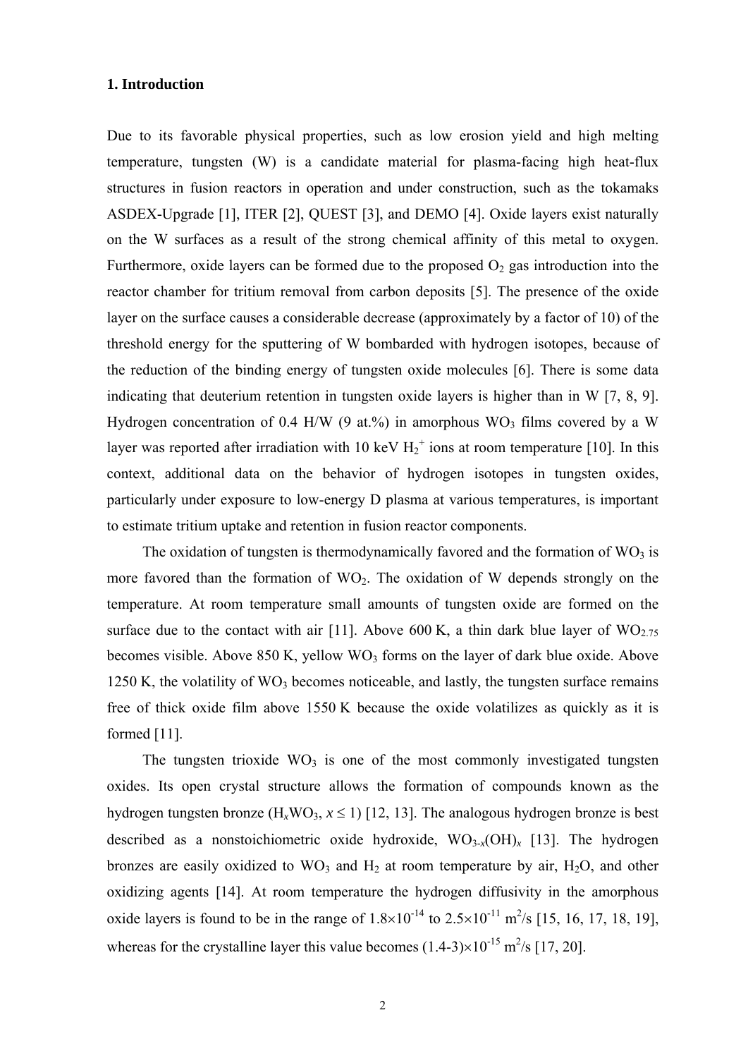## 1. Introduction

Due to its favorable physical properties, such as low erosion yield and high melting temperature, tungsten (W) is a candidate material for plasma-facing high heat-flux structures in fusion reactors in operation and under construction, such as the tokamaks ASDEX-Upgrade [1], ITER [2], QUEST [3], and DEMO [4]. Oxide layers exist naturally on the W surfaces as a result of the strong chemical affinity of this metal to oxygen. Furthermore, oxide layers can be formed due to the proposed $O_2$ gas introduction into the reactor chamber for tritium removal from carbon deposits [5]. The presence of the oxide layer on the surface causes a considerable decrease (approximately by a factor of 10) of the threshold energy for the sputtering of W bombarded with hydrogen isotopes, because of the reduction of the binding energy of tungsten oxide molecules [6]. There is some data indicating that deuterium retention in tungsten oxide layers is higher than in W [7, 8, 9]. Hydrogen concentration of 0.4 H/W (9 at.%) in amorphous $WO_3$ films covered by a W layer was reported after irradiation with 10 keV $H_2^+$ ions at room temperature [10]. In this context, additional data on the behavior of hydrogen isotopes in tungsten oxides, particularly under exposure to low-energy D plasma at various temperatures, is important to estimate tritium uptake and retention in fusion reactor components.

The oxidation of tungsten is thermodynamically favored and the formation of $WO_3$ is more favored than the formation of $WO_2$. The oxidation of W depends strongly on the temperature. At room temperature small amounts of tungsten oxide are formed on the surface due to the contact with air [11]. Above 600 K, a thin dark blue layer of $WO_{2.75}$ becomes visible. Above 850 K, yellow $WO_3$ forms on the layer of dark blue oxide. Above 1250 K, the volatility of $WO_3$ becomes noticeable, and lastly, the tungsten surface remains free of thick oxide film above 1550 K because the oxide volatilizes as quickly as it is formed [11].

The tungsten trioxide $WO_3$ is one of the most commonly investigated tungsten oxides. Its open crystal structure allows the formation of compounds known as the hydrogen tungsten bronze ($H_xWO_3$, $x \leq 1$) [12, 13]. The analogous hydrogen bronze is best described as a nonstoichiometric oxide hydroxide, $WO_{3-x}(OH)_x$ [13]. The hydrogen bronzes are easily oxidized to $WO_3$ and $H_2$ at room temperature by air, $H_2O$, and other oxidizing agents [14]. At room temperature the hydrogen diffusivity in the amorphous oxide layers is found to be in the range of $1.8\times10^{-14}$ to $2.5\times10^{-11}$ $m^2/s$ [15, 16, 17, 18, 19], whereas for the crystalline layer this value becomes $(1.4\text{-}3)\times10^{-15}$ $m^2/s$ [17, 20].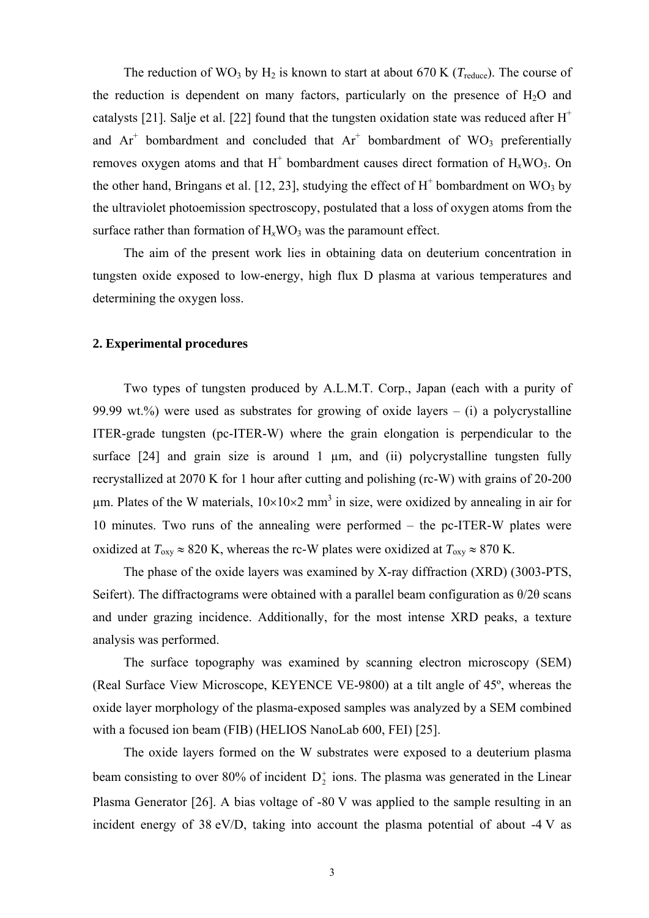The reduction of $WO_3$ by $H_2$ is known to start at about 670 K ($T_{reduce}$). The course of the reduction is dependent on many factors, particularly on the presence of $H_2O$ and catalysts [21]. Salje et al. [22] found that the tungsten oxidation state was reduced after $H^+$ and $Ar^+$ bombardment and concluded that $Ar^+$ bombardment of $WO_3$ preferentially removes oxygen atoms and that $H^+$ bombardment causes direct formation of $H_xWO_3$. On the other hand, Bringans et al. [12, 23], studying the effect of $H^+$ bombardment on $WO_3$ by the ultraviolet photoemission spectroscopy, postulated that a loss of oxygen atoms from the surface rather than formation of $H_xWO_3$ was the paramount effect.

The aim of the present work lies in obtaining data on deuterium concentration in tungsten oxide exposed to low-energy, high flux D plasma at various temperatures and determining the oxygen loss.

## 2. Experimental procedures

Two types of tungsten produced by A.L.M.T. Corp., Japan (each with a purity of 99.99 wt.%) were used as substrates for growing of oxide layers – (i) a polycrystalline ITER-grade tungsten (pc-ITER-W) where the grain elongation is perpendicular to the surface [24] and grain size is around 1 μm, and (ii) polycrystalline tungsten fully recrystallized at 2070 K for 1 hour after cutting and polishing (rc-W) with grains of 20-200 μm. Plates of the W materials, $10\times10\times2$ mm$^3$ in size, were oxidized by annealing in air for 10 minutes. Two runs of the annealing were performed – the pc-ITER-W plates were oxidized at $T_{oxy} \approx 820$ K, whereas the rc-W plates were oxidized at $T_{oxy} \approx 870$ K.

The phase of the oxide layers was examined by X-ray diffraction (XRD) (3003-PTS, Seifert). The diffractograms were obtained with a parallel beam configuration as $\theta/2\theta$ scans and under grazing incidence. Additionally, for the most intense XRD peaks, a texture analysis was performed.

The surface topography was examined by scanning electron microscopy (SEM) (Real Surface View Microscope, KEYENCE VE-9800) at a tilt angle of 45º, whereas the oxide layer morphology of the plasma-exposed samples was analyzed by a SEM combined with a focused ion beam (FIB) (HELIOS NanoLab 600, FEI) [25].

The oxide layers formed on the W substrates were exposed to a deuterium plasma beam consisting to over 80% of incident $D_2^+$ ions. The plasma was generated in the Linear Plasma Generator [26]. A bias voltage of -80 V was applied to the sample resulting in an incident energy of 38 eV/D, taking into account the plasma potential of about -4 V as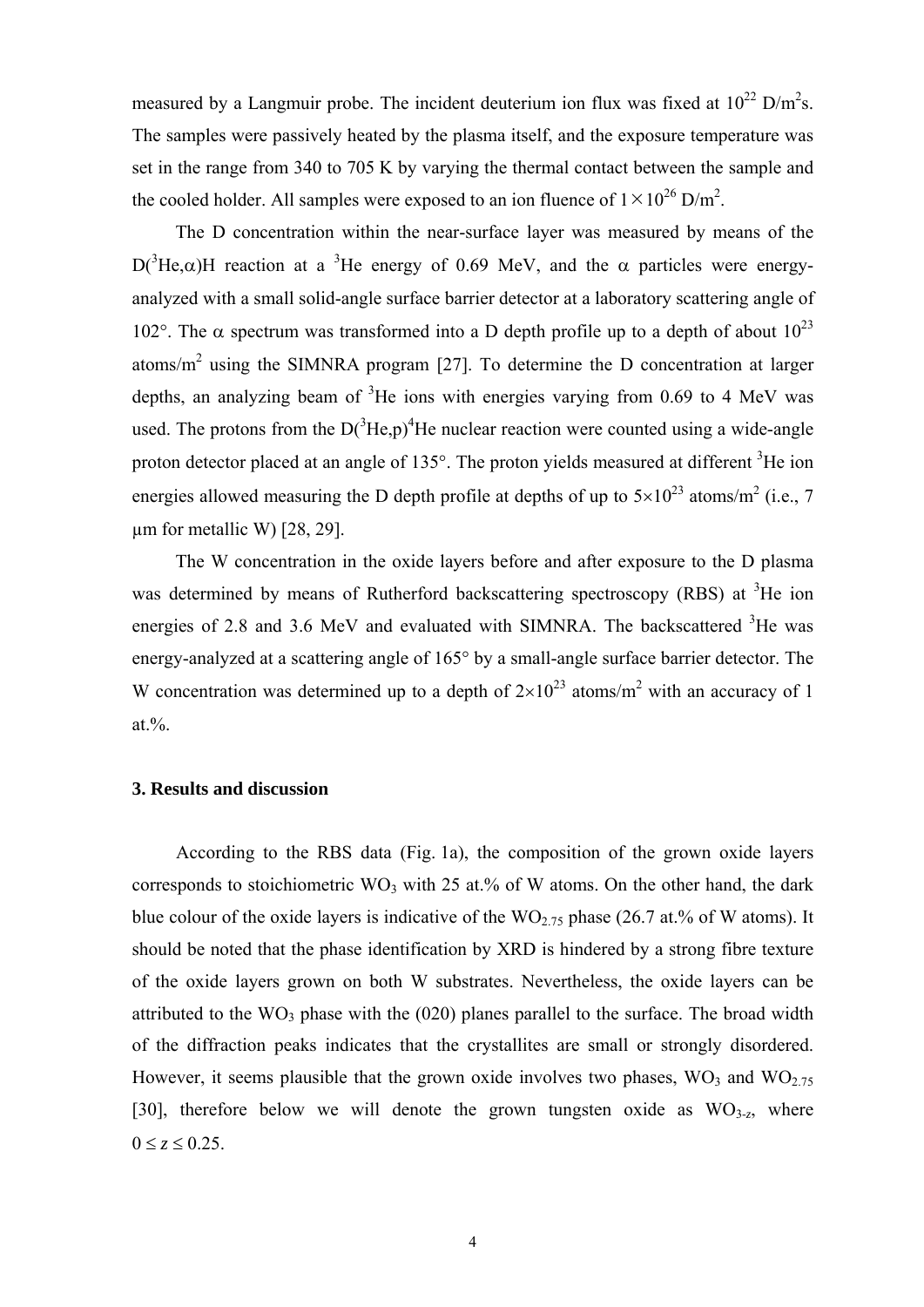measured by a Langmuir probe. The incident deuterium ion flux was fixed at $10^{22}$ D/m$^2$s. The samples were passively heated by the plasma itself, and the exposure temperature was set in the range from 340 to 705 K by varying the thermal contact between the sample and the cooled holder. All samples were exposed to an ion fluence of $1\times10^{26}$ D/m$^2$.

The D concentration within the near-surface layer was measured by means of the D($^3$He,$\alpha$)H reaction at a $^3$He energy of 0.69 MeV, and the $\alpha$ particles were energy-analyzed with a small solid-angle surface barrier detector at a laboratory scattering angle of 102°. The $\alpha$ spectrum was transformed into a D depth profile up to a depth of about $10^{23}$ atoms/m$^2$ using the SIMNRA program [27]. To determine the D concentration at larger depths, an analyzing beam of $^3$He ions with energies varying from 0.69 to 4 MeV was used. The protons from the D($^3$He,p)$^4$He nuclear reaction were counted using a wide-angle proton detector placed at an angle of 135°. The proton yields measured at different $^3$He ion energies allowed measuring the D depth profile at depths of up to $5\times10^{23}$ atoms/m$^2$ (i.e., 7 μm for metallic W) [28, 29].

The W concentration in the oxide layers before and after exposure to the D plasma was determined by means of Rutherford backscattering spectroscopy (RBS) at $^3$He ion energies of 2.8 and 3.6 MeV and evaluated with SIMNRA. The backscattered $^3$He was energy-analyzed at a scattering angle of 165° by a small-angle surface barrier detector. The W concentration was determined up to a depth of $2\times10^{23}$ atoms/m$^2$ with an accuracy of 1 at.%.

### 3. Results and discussion

According to the RBS data (Fig. 1a), the composition of the grown oxide layers corresponds to stoichiometric $WO_3$ with 25 at.% of W atoms. On the other hand, the dark blue colour of the oxide layers is indicative of the $WO_{2.75}$ phase (26.7 at.% of W atoms). It should be noted that the phase identification by XRD is hindered by a strong fibre texture of the oxide layers grown on both W substrates. Nevertheless, the oxide layers can be attributed to the $WO_3$ phase with the (020) planes parallel to the surface. The broad width of the diffraction peaks indicates that the crystallites are small or strongly disordered. However, it seems plausible that the grown oxide involves two phases, $WO_3$ and $WO_{2.75}$ [30], therefore below we will denote the grown tungsten oxide as $WO_{3-z}$, where $0 \le z \le 0.25$.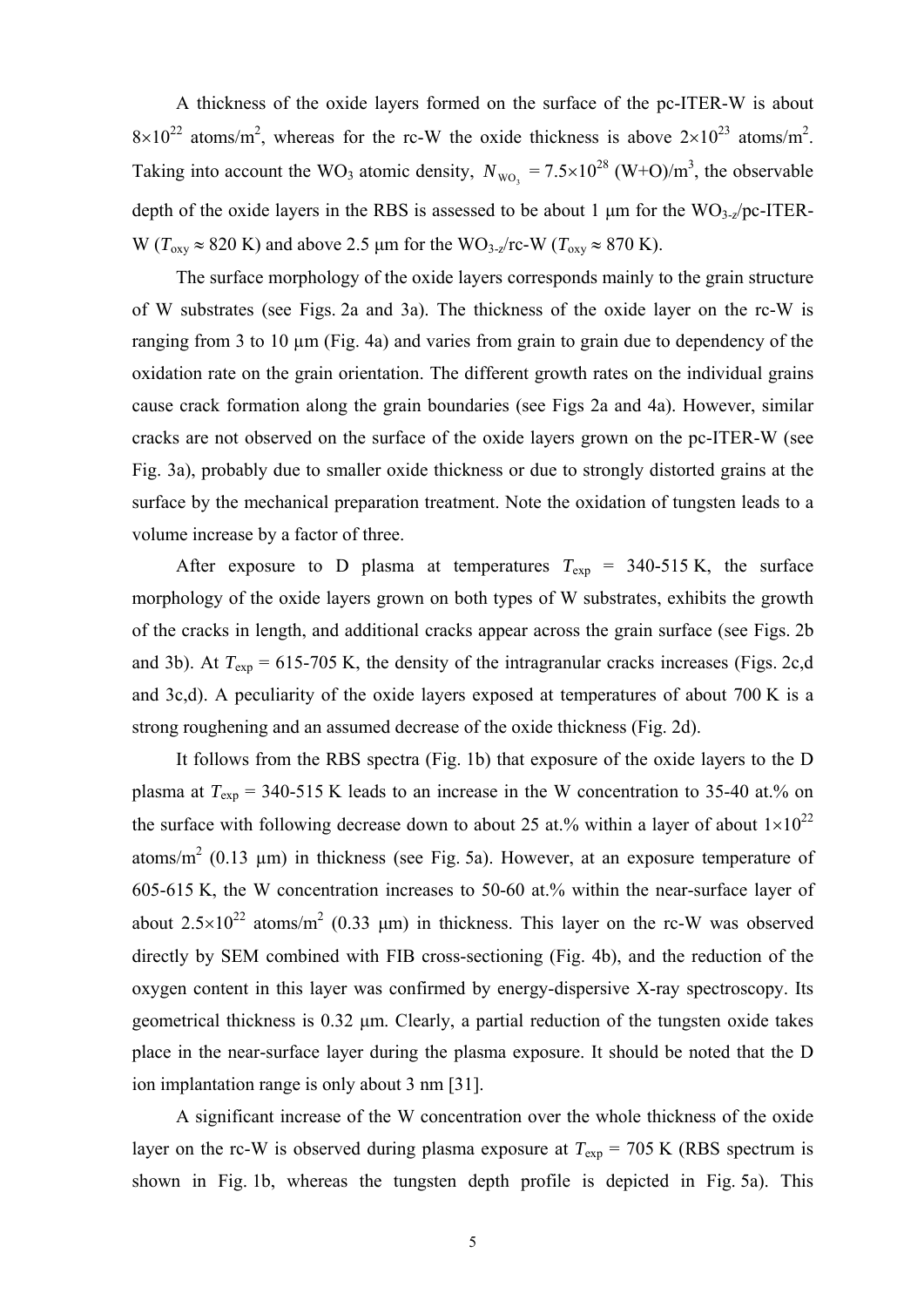A thickness of the oxide layers formed on the surface of the pc-ITER-W is about $8\times10^{22}$ atoms/m$^2$, whereas for the rc-W the oxide thickness is above $2\times10^{23}$ atoms/m$^2$. Taking into account the $WO_3$ atomic density, $N_{WO_3} = 7.5\times10^{28}$ (W+O)/m$^3$, the observable depth of the oxide layers in the RBS is assessed to be about 1 µm for the $WO_{3-z}$/pc-ITER-W ($T_{oxy} \approx 820$ K) and above 2.5 µm for the $WO_{3-z}$/rc-W ($T_{oxy} \approx 870$ K).

The surface morphology of the oxide layers corresponds mainly to the grain structure of W substrates (see Figs. 2a and 3a). The thickness of the oxide layer on the rc-W is ranging from 3 to 10 µm (Fig. 4a) and varies from grain to grain due to dependency of the oxidation rate on the grain orientation. The different growth rates on the individual grains cause crack formation along the grain boundaries (see Figs 2a and 4a). However, similar cracks are not observed on the surface of the oxide layers grown on the pc-ITER-W (see Fig. 3a), probably due to smaller oxide thickness or due to strongly distorted grains at the surface by the mechanical preparation treatment. Note the oxidation of tungsten leads to a volume increase by a factor of three.

After exposure to D plasma at temperatures $T_{exp}$ = 340-515 K, the surface morphology of the oxide layers grown on both types of W substrates, exhibits the growth of the cracks in length, and additional cracks appear across the grain surface (see Figs. 2b and 3b). At $T_{exp}$ = 615-705 K, the density of the intragranular cracks increases (Figs. 2c,d and 3c,d). A peculiarity of the oxide layers exposed at temperatures of about 700 K is a strong roughening and an assumed decrease of the oxide thickness (Fig. 2d).

It follows from the RBS spectra (Fig. 1b) that exposure of the oxide layers to the D plasma at $T_{exp}$ = 340-515 K leads to an increase in the W concentration to 35-40 at.% on the surface with following decrease down to about 25 at.% within a layer of about $1\times10^{22}$ atoms/m$^2$ (0.13 µm) in thickness (see Fig. 5a). However, at an exposure temperature of 605-615 K, the W concentration increases to 50-60 at.% within the near-surface layer of about $2.5\times10^{22}$ atoms/m$^2$ (0.33 µm) in thickness. This layer on the rc-W was observed directly by SEM combined with FIB cross-sectioning (Fig. 4b), and the reduction of the oxygen content in this layer was confirmed by energy-dispersive X-ray spectroscopy. Its geometrical thickness is 0.32 µm. Clearly, a partial reduction of the tungsten oxide takes place in the near-surface layer during the plasma exposure. It should be noted that the D ion implantation range is only about 3 nm [31].

A significant increase of the W concentration over the whole thickness of the oxide layer on the rc-W is observed during plasma exposure at $T_{exp}$ = 705 K (RBS spectrum is shown in Fig. 1b, whereas the tungsten depth profile is depicted in Fig. 5a). This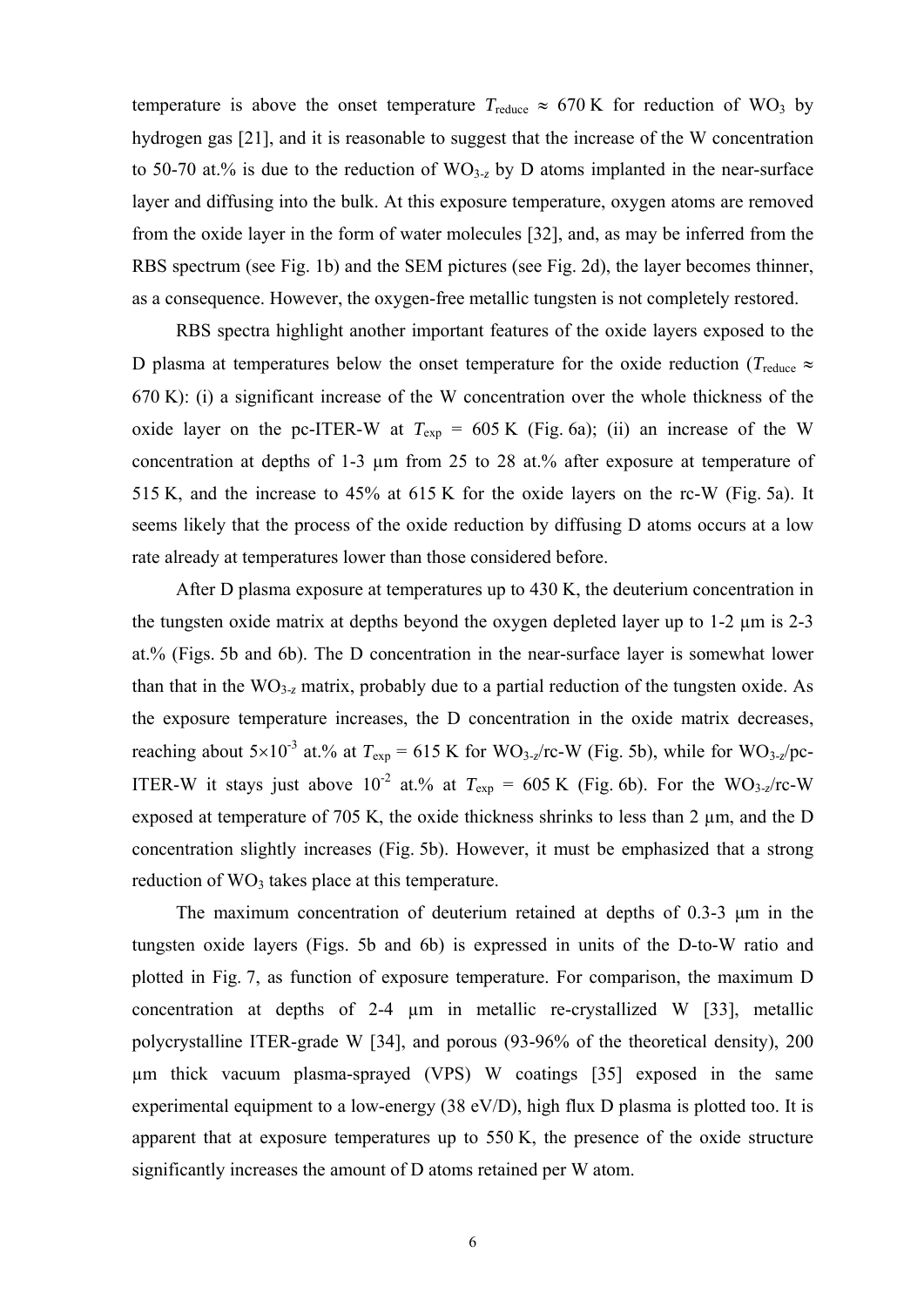temperature is above the onset temperature $T_{\text{reduce}} \approx 670$ K for reduction of $WO_3$ by hydrogen gas [21], and it is reasonable to suggest that the increase of the W concentration to 50-70 at.% is due to the reduction of $WO_{3-z}$ by D atoms implanted in the near-surface layer and diffusing into the bulk. At this exposure temperature, oxygen atoms are removed from the oxide layer in the form of water molecules [32], and, as may be inferred from the RBS spectrum (see Fig. 1b) and the SEM pictures (see Fig. 2d), the layer becomes thinner, as a consequence. However, the oxygen-free metallic tungsten is not completely restored.

RBS spectra highlight another important features of the oxide layers exposed to the D plasma at temperatures below the onset temperature for the oxide reduction ($T_{\text{reduce}} \approx$ 670 K): (i) a significant increase of the W concentration over the whole thickness of the oxide layer on the pc-ITER-W at $T_{\text{exp}}$ = 605 K (Fig. 6a); (ii) an increase of the W concentration at depths of 1-3 μm from 25 to 28 at.% after exposure at temperature of 515 K, and the increase to 45% at 615 K for the oxide layers on the rc-W (Fig. 5a). It seems likely that the process of the oxide reduction by diffusing D atoms occurs at a low rate already at temperatures lower than those considered before.

After D plasma exposure at temperatures up to 430 K, the deuterium concentration in the tungsten oxide matrix at depths beyond the oxygen depleted layer up to 1-2 μm is 2-3 at.% (Figs. 5b and 6b). The D concentration in the near-surface layer is somewhat lower than that in the $WO_{3-z}$ matrix, probably due to a partial reduction of the tungsten oxide. As the exposure temperature increases, the D concentration in the oxide matrix decreases, reaching about $5\times10^{-3}$ at.% at $T_{\text{exp}}$ = 615 K for $WO_{3-z}$/rc-W (Fig. 5b), while for $WO_{3-z}$/pc-ITER-W it stays just above $10^{-2}$ at.% at $T_{\text{exp}}$ = 605 K (Fig. 6b). For the $WO_{3-z}$/rc-W exposed at temperature of 705 K, the oxide thickness shrinks to less than 2 μm, and the D concentration slightly increases (Fig. 5b). However, it must be emphasized that a strong reduction of $WO_3$ takes place at this temperature.

The maximum concentration of deuterium retained at depths of 0.3-3 μm in the tungsten oxide layers (Figs. 5b and 6b) is expressed in units of the D-to-W ratio and plotted in Fig. 7, as function of exposure temperature. For comparison, the maximum D concentration at depths of 2-4 μm in metallic re-crystallized W [33], metallic polycrystalline ITER-grade W [34], and porous (93-96% of the theoretical density), 200 μm thick vacuum plasma-sprayed (VPS) W coatings [35] exposed in the same experimental equipment to a low-energy (38 eV/D), high flux D plasma is plotted too. It is apparent that at exposure temperatures up to 550 K, the presence of the oxide structure significantly increases the amount of D atoms retained per W atom.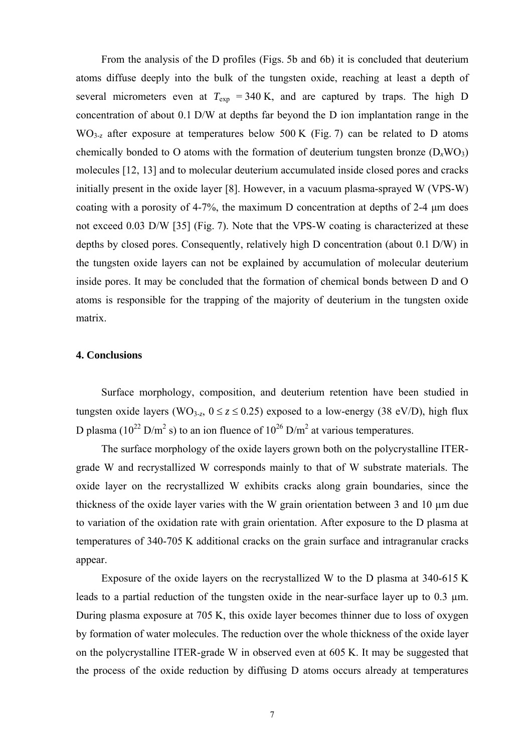From the analysis of the D profiles (Figs. 5b and 6b) it is concluded that deuterium atoms diffuse deeply into the bulk of the tungsten oxide, reaching at least a depth of several micrometers even at $T_{\rm exp}$ = 340 K, and are captured by traps. The high D concentration of about 0.1 D/W at depths far beyond the D ion implantation range in the $WO_{3-z}$ after exposure at temperatures below 500 K (Fig. 7) can be related to D atoms chemically bonded to O atoms with the formation of deuterium tungsten bronze ($D_xWO_3$) molecules [12, 13] and to molecular deuterium accumulated inside closed pores and cracks initially present in the oxide layer [8]. However, in a vacuum plasma-sprayed W (VPS-W) coating with a porosity of 4-7%, the maximum D concentration at depths of 2-4 μm does not exceed 0.03 D/W [35] (Fig. 7). Note that the VPS-W coating is characterized at these depths by closed pores. Consequently, relatively high D concentration (about 0.1 D/W) in the tungsten oxide layers can not be explained by accumulation of molecular deuterium inside pores. It may be concluded that the formation of chemical bonds between D and O atoms is responsible for the trapping of the majority of deuterium in the tungsten oxide matrix.

## 4. Conclusions

Surface morphology, composition, and deuterium retention have been studied in tungsten oxide layers ($WO_{3-z}$, $0 \le z \le 0.25$) exposed to a low-energy (38 eV/D), high flux D plasma ($10^{22}$ D/m$^2$ s) to an ion fluence of $10^{26}$ D/m$^2$ at various temperatures.

The surface morphology of the oxide layers grown both on the polycrystalline ITER-grade W and recrystallized W corresponds mainly to that of W substrate materials. The oxide layer on the recrystallized W exhibits cracks along grain boundaries, since the thickness of the oxide layer varies with the W grain orientation between 3 and 10 μm due to variation of the oxidation rate with grain orientation. After exposure to the D plasma at temperatures of 340-705 K additional cracks on the grain surface and intragranular cracks appear.

Exposure of the oxide layers on the recrystallized W to the D plasma at 340-615 K leads to a partial reduction of the tungsten oxide in the near-surface layer up to 0.3 μm. During plasma exposure at 705 K, this oxide layer becomes thinner due to loss of oxygen by formation of water molecules. The reduction over the whole thickness of the oxide layer on the polycrystalline ITER-grade W in observed even at 605 K. It may be suggested that the process of the oxide reduction by diffusing D atoms occurs already at temperatures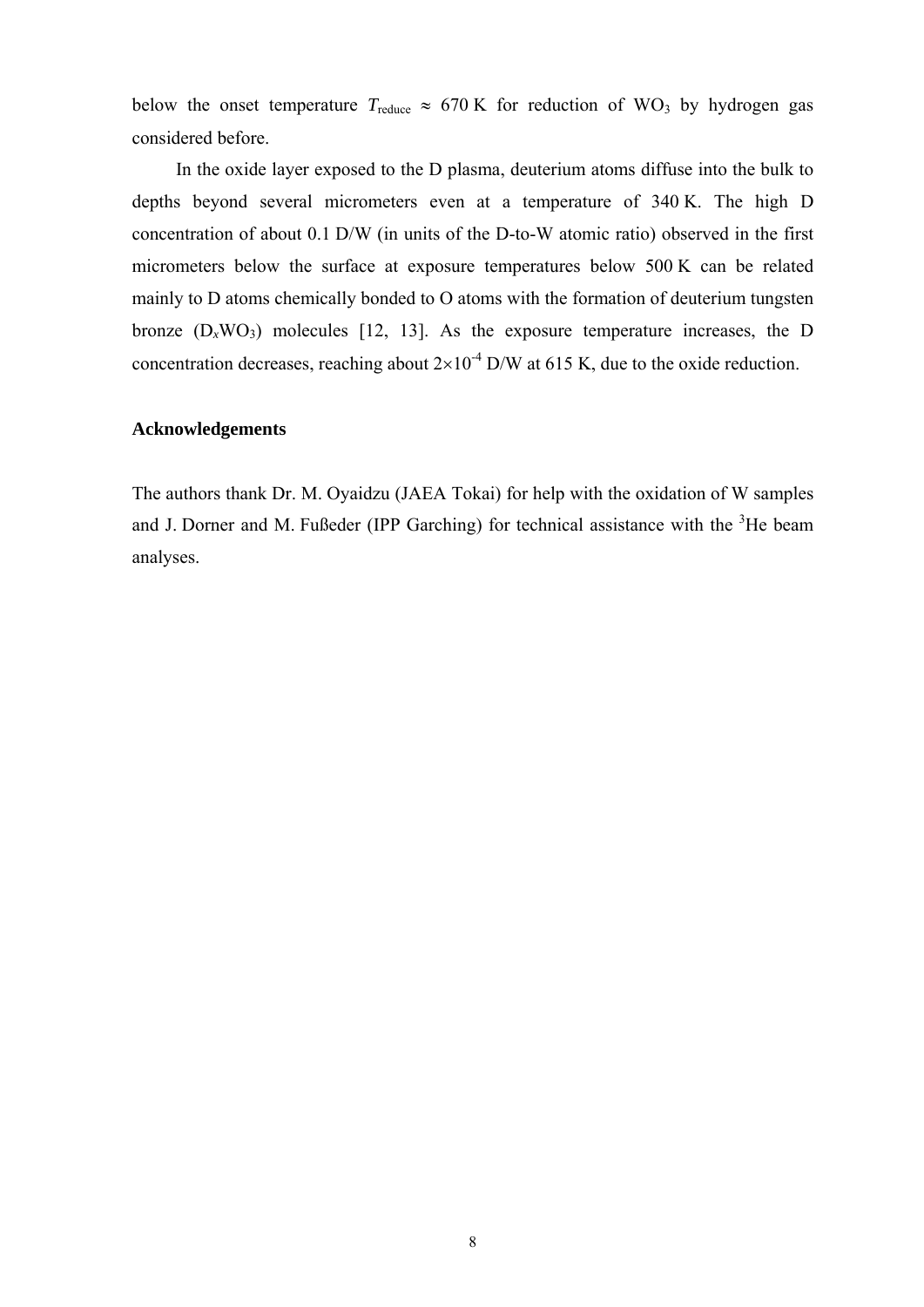below the onset temperature $T_{reduce} \approx 670$ K for reduction of $WO_3$ by hydrogen gas considered before.

In the oxide layer exposed to the D plasma, deuterium atoms diffuse into the bulk to depths beyond several micrometers even at a temperature of 340 K. The high D concentration of about 0.1 D/W (in units of the D-to-W atomic ratio) observed in the first micrometers below the surface at exposure temperatures below 500 K can be related mainly to D atoms chemically bonded to O atoms with the formation of deuterium tungsten bronze ($D_xWO_3$) molecules [12, 13]. As the exposure temperature increases, the D concentration decreases, reaching about $2\times10^{-4}$ D/W at 615 K, due to the oxide reduction.

### Acknowledgements

The authors thank Dr. M. Oyaidzu (JAEA Tokai) for help with the oxidation of W samples and J. Dorner and M. Fußeder (IPP Garching) for technical assistance with the $^3$He beam analyses.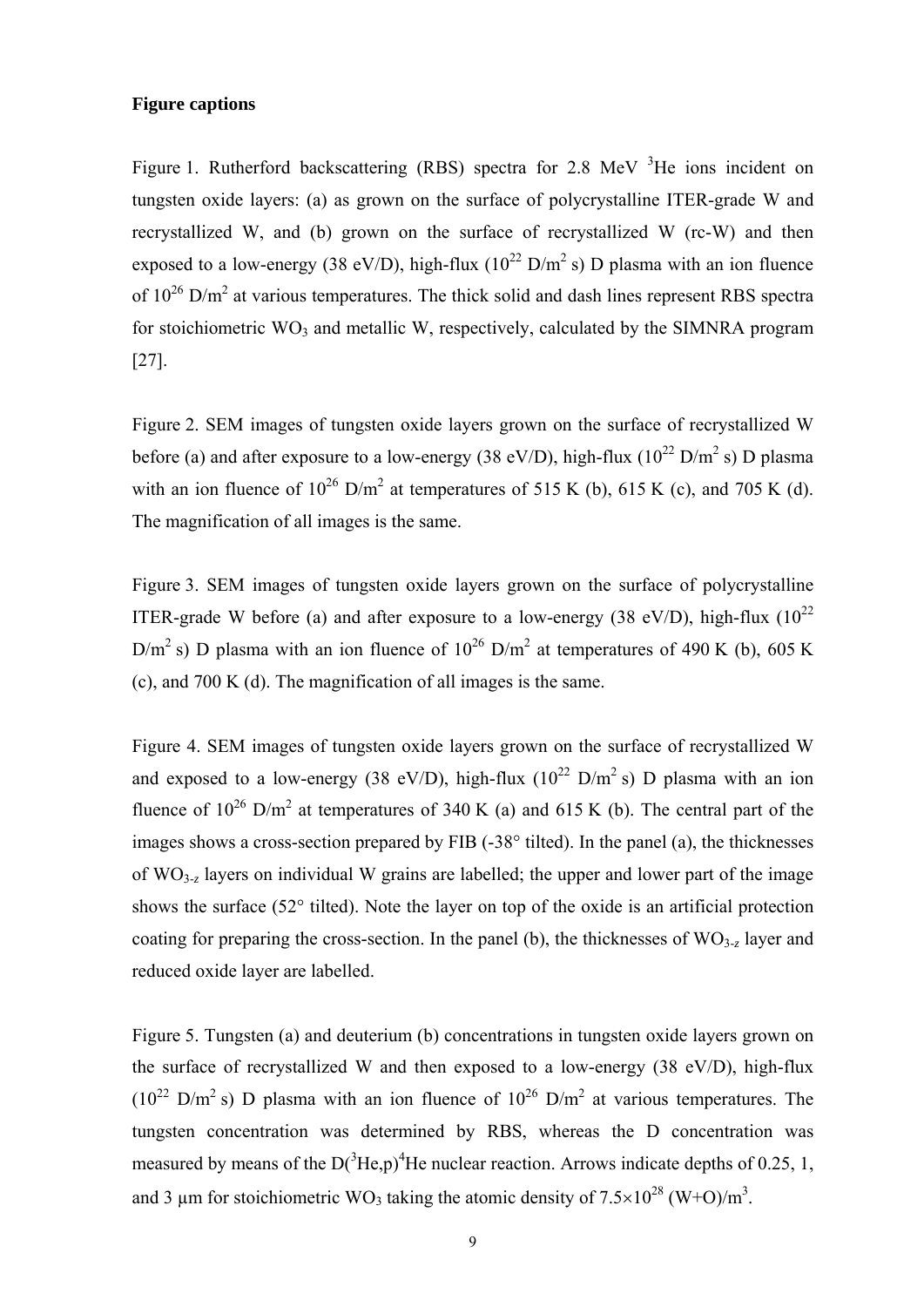**Figure captions**

Figure 1. Rutherford backscattering (RBS) spectra for 2.8 MeV $^{3}He$ ions incident on tungsten oxide layers: (a) as grown on the surface of polycrystalline ITER-grade W and recrystallized W, and (b) grown on the surface of recrystallized W (rc-W) and then exposed to a low-energy (38 eV/D), high-flux ($10^{22}$ D/m$^2$ s) D plasma with an ion fluence of $10^{26}$ D/m$^2$ at various temperatures. The thick solid and dash lines represent RBS spectra for stoichiometric $WO_3$ and metallic W, respectively, calculated by the SIMNRA program [27].

Figure 2. SEM images of tungsten oxide layers grown on the surface of recrystallized W before (a) and after exposure to a low-energy (38 eV/D), high-flux ($10^{22}$ D/m$^2$ s) D plasma with an ion fluence of $10^{26}$ D/m$^2$ at temperatures of 515 K (b), 615 K (c), and 705 K (d). The magnification of all images is the same.

Figure 3. SEM images of tungsten oxide layers grown on the surface of polycrystalline ITER-grade W before (a) and after exposure to a low-energy (38 eV/D), high-flux ($10^{22}$ D/m$^2$ s) D plasma with an ion fluence of $10^{26}$ D/m$^2$ at temperatures of 490 K (b), 605 K (c), and 700 K (d). The magnification of all images is the same.

Figure 4. SEM images of tungsten oxide layers grown on the surface of recrystallized W and exposed to a low-energy (38 eV/D), high-flux ($10^{22}$ D/m$^2$ s) D plasma with an ion fluence of $10^{26}$ D/m$^2$ at temperatures of 340 K (a) and 615 K (b). The central part of the images shows a cross-section prepared by FIB (-38° tilted). In the panel (a), the thicknesses of $WO_{3-z}$ layers on individual W grains are labelled; the upper and lower part of the image shows the surface (52° tilted). Note the layer on top of the oxide is an artificial protection coating for preparing the cross-section. In the panel (b), the thicknesses of $WO_{3-z}$ layer and reduced oxide layer are labelled.

Figure 5. Tungsten (a) and deuterium (b) concentrations in tungsten oxide layers grown on the surface of recrystallized W and then exposed to a low-energy (38 eV/D), high-flux ($10^{22}$ D/m$^2$ s) D plasma with an ion fluence of $10^{26}$ D/m$^2$ at various temperatures. The tungsten concentration was determined by RBS, whereas the D concentration was measured by means of the $D(^{3}He,p)^{4}He$ nuclear reaction. Arrows indicate depths of 0.25, 1, and 3 μm for stoichiometric $WO_3$ taking the atomic density of $7.5\times10^{28}$ (W+O)/m$^3$.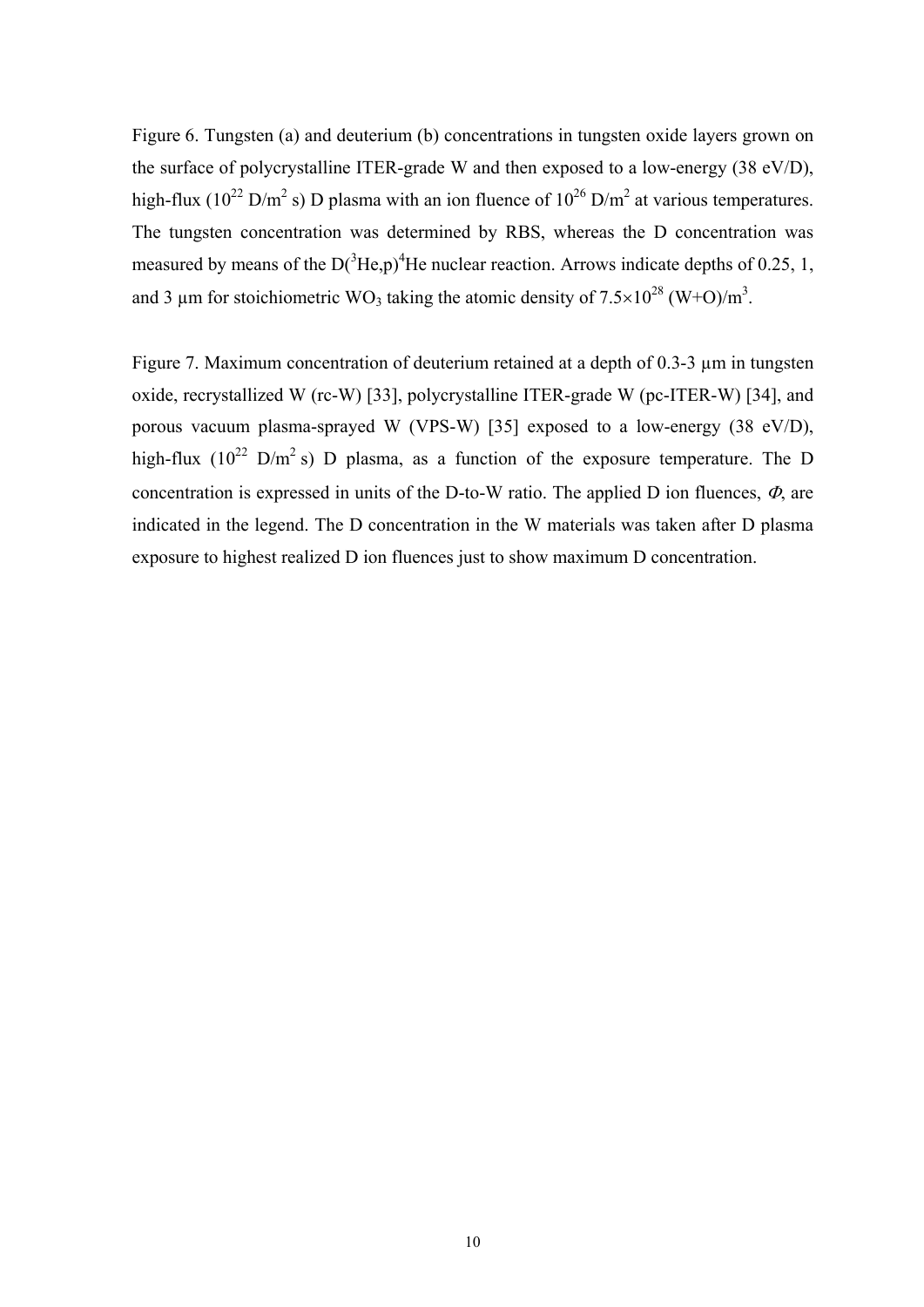Figure 6. Tungsten (a) and deuterium (b) concentrations in tungsten oxide layers grown on the surface of polycrystalline ITER-grade W and then exposed to a low-energy (38 eV/D), high-flux ($10^{22}$ D/m$^2$ s) D plasma with an ion fluence of $10^{26}$ D/m$^2$ at various temperatures. The tungsten concentration was determined by RBS, whereas the D concentration was measured by means of the D($^3$He,p)$^4$He nuclear reaction. Arrows indicate depths of 0.25, 1, and 3 µm for stoichiometric $WO_3$ taking the atomic density of $7.5\times10^{28}$ (W+O)/m$^3$.

Figure 7. Maximum concentration of deuterium retained at a depth of 0.3-3 µm in tungsten oxide, recrystallized W (rc-W) [33], polycrystalline ITER-grade W (pc-ITER-W) [34], and porous vacuum plasma-sprayed W (VPS-W) [35] exposed to a low-energy (38 eV/D), high-flux ($10^{22}$ D/m$^2$ s) D plasma, as a function of the exposure temperature. The D concentration is expressed in units of the D-to-W ratio. The applied D ion fluences, $\Phi$, are indicated in the legend. The D concentration in the W materials was taken after D plasma exposure to highest realized D ion fluences just to show maximum D concentration.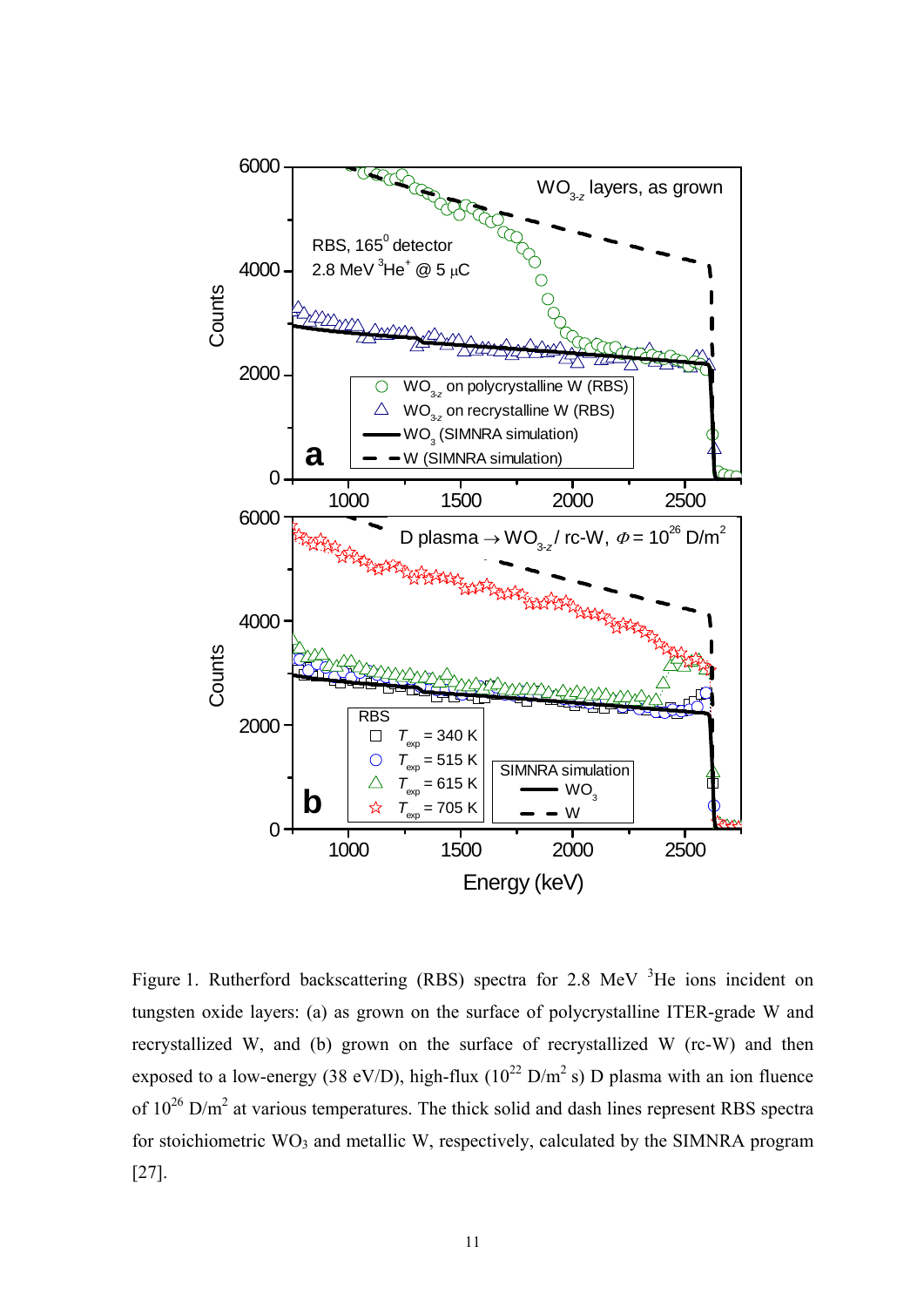Figure 1. Rutherford backscattering (RBS) spectra for 2.8 MeV $^3$He ions incident on tungsten oxide layers: (a) as grown on the surface of polycrystalline ITER-grade W and recrystallized W, and (b) grown on the surface of recrystallized W (rc-W) and then exposed to a low-energy (38 eV/D), high-flux ($10^{22}$ D/m$^2$ s) D plasma with an ion fluence of $10^{26}$ D/m$^2$ at various temperatures. The thick solid and dash lines represent RBS spectra for stoichiometric $WO_3$ and metallic W, respectively, calculated by the SIMNRA program [27].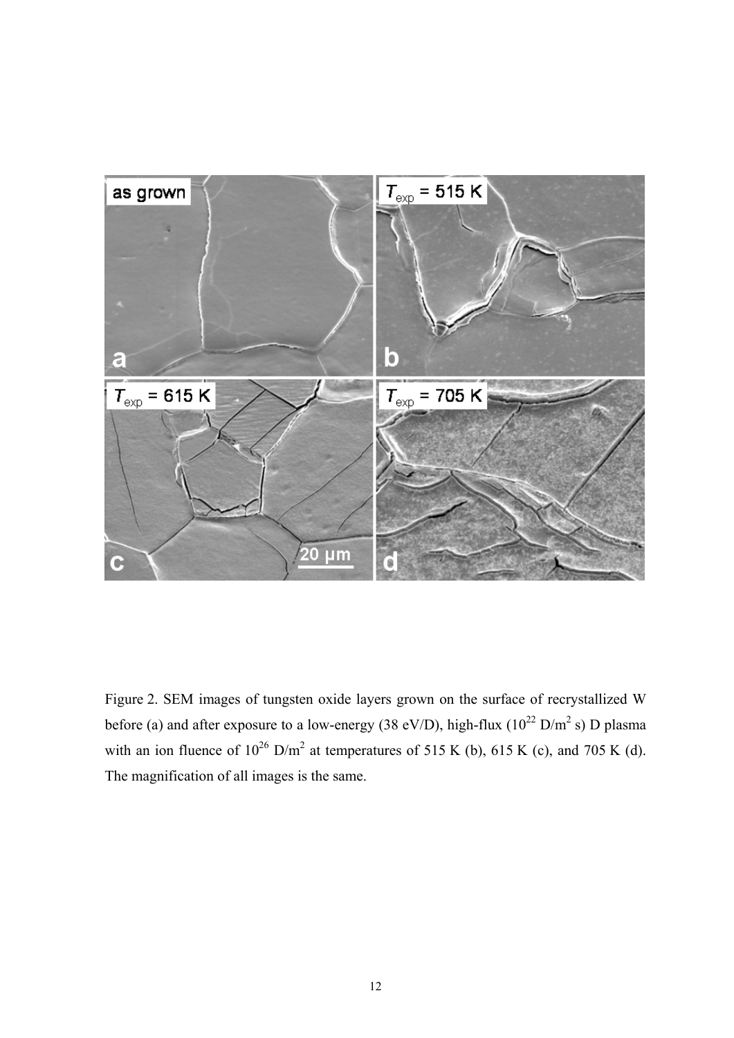Figure 2. SEM images of tungsten oxide layers grown on the surface of recrystallized W before (a) and after exposure to a low-energy (38 eV/D), high-flux ($10^{22}$ D/m$^2$ s) D plasma with an ion fluence of $10^{26}$ D/m$^2$ at temperatures of 515 K (b), 615 K (c), and 705 K (d). The magnification of all images is the same.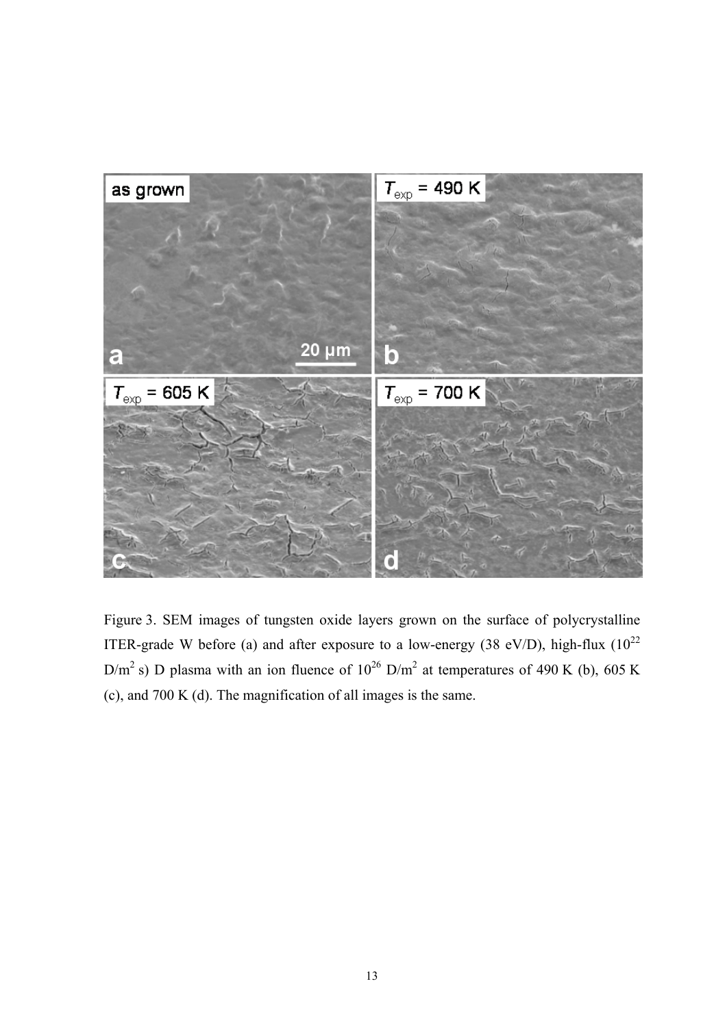Figure 3. SEM images of tungsten oxide layers grown on the surface of polycrystalline ITER-grade W before (a) and after exposure to a low-energy (38 eV/D), high-flux ($10^{22}$ D/m$^2$ s) D plasma with an ion fluence of $10^{26}$ D/m$^2$ at temperatures of 490 K (b), 605 K (c), and 700 K (d). The magnification of all images is the same.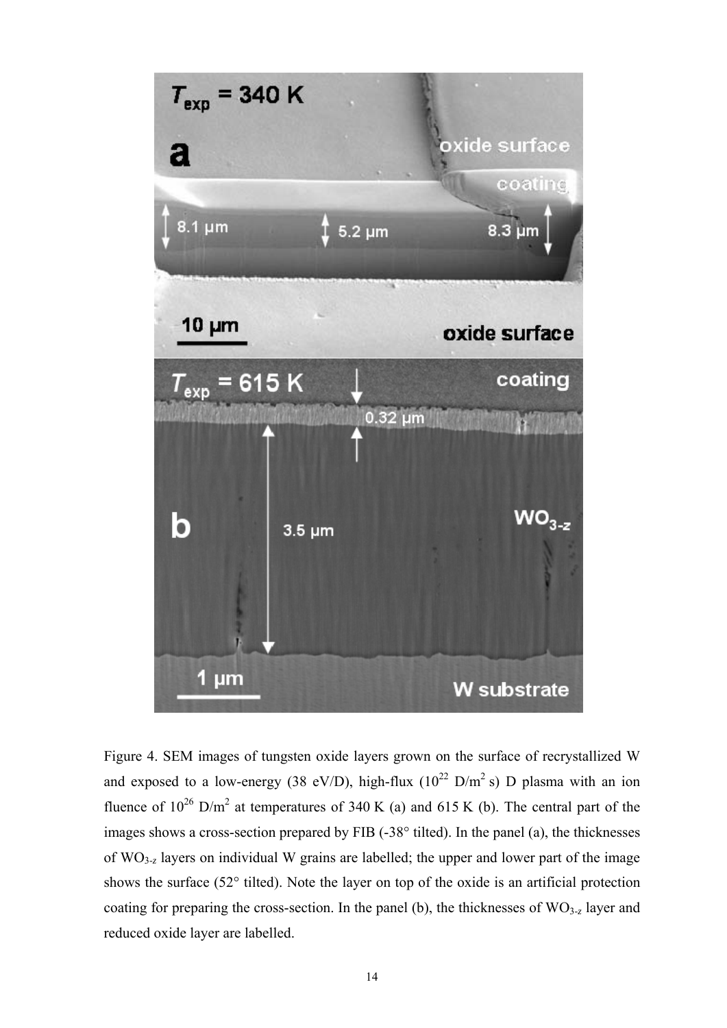Figure 4. SEM images of tungsten oxide layers grown on the surface of recrystallized W and exposed to a low-energy (38 eV/D), high-flux ($10^{22}$ D/m$^2$ s) D plasma with an ion fluence of $10^{26}$ D/m$^2$ at temperatures of 340 K (a) and 615 K (b). The central part of the images shows a cross-section prepared by FIB (-38° tilted). In the panel (a), the thicknesses of $WO_{3-z}$ layers on individual W grains are labelled; the upper and lower part of the image shows the surface (52° tilted). Note the layer on top of the oxide is an artificial protection coating for preparing the cross-section. In the panel (b), the thicknesses of $WO_{3-z}$ layer and reduced oxide layer are labelled.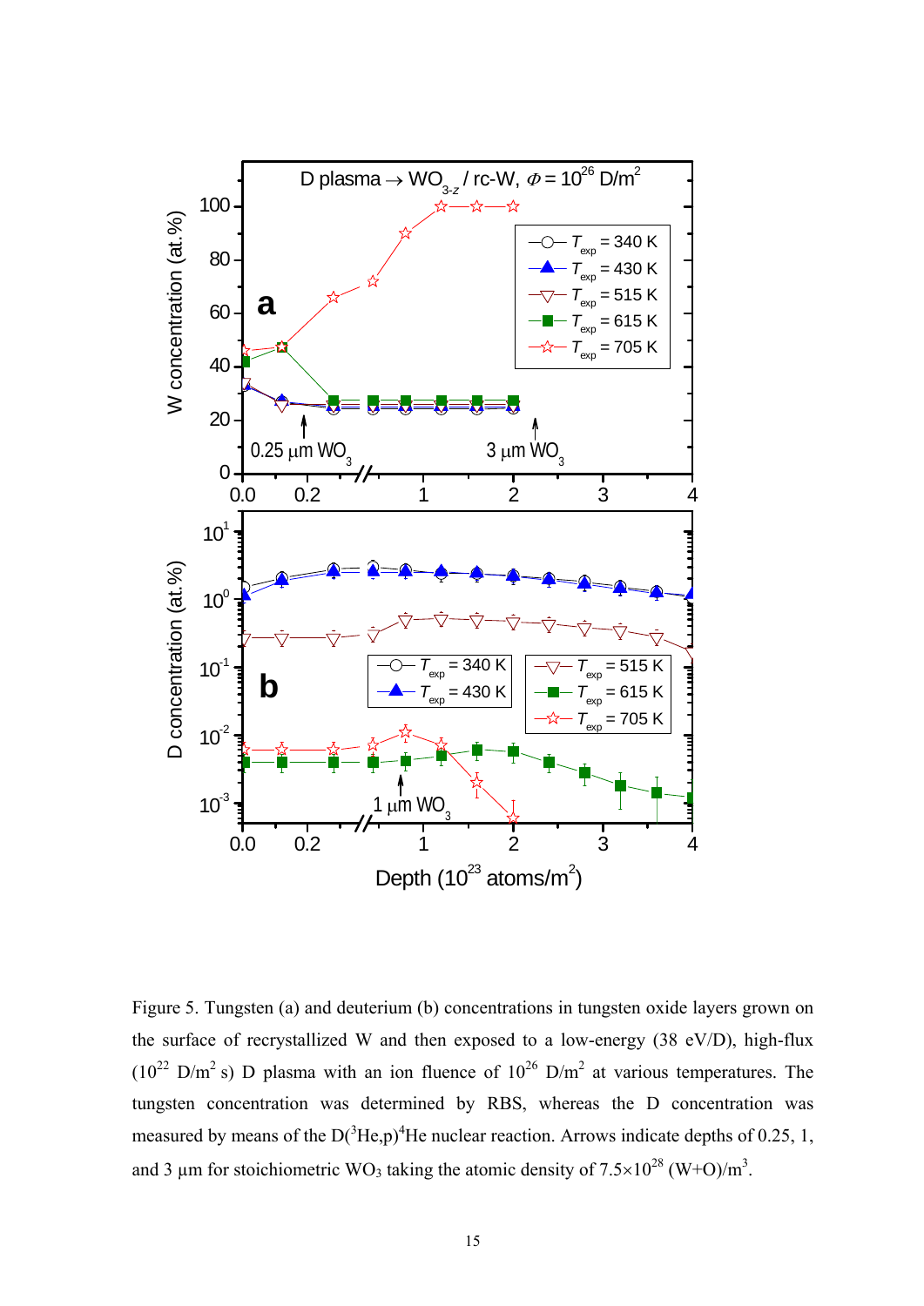Figure 5. Tungsten (a) and deuterium (b) concentrations in tungsten oxide layers grown on the surface of recrystallized W and then exposed to a low-energy (38 eV/D), high-flux ($10^{22}$ D/m$^2$ s) D plasma with an ion fluence of $10^{26}$ D/m$^2$ at various temperatures. The tungsten concentration was determined by RBS, whereas the D concentration was measured by means of the D($^3$He,p)$^4$He nuclear reaction. Arrows indicate depths of 0.25, 1, and 3 μm for stoichiometric $WO_3$ taking the atomic density of $7.5\times10^{28}$ (W+O)/m$^3$.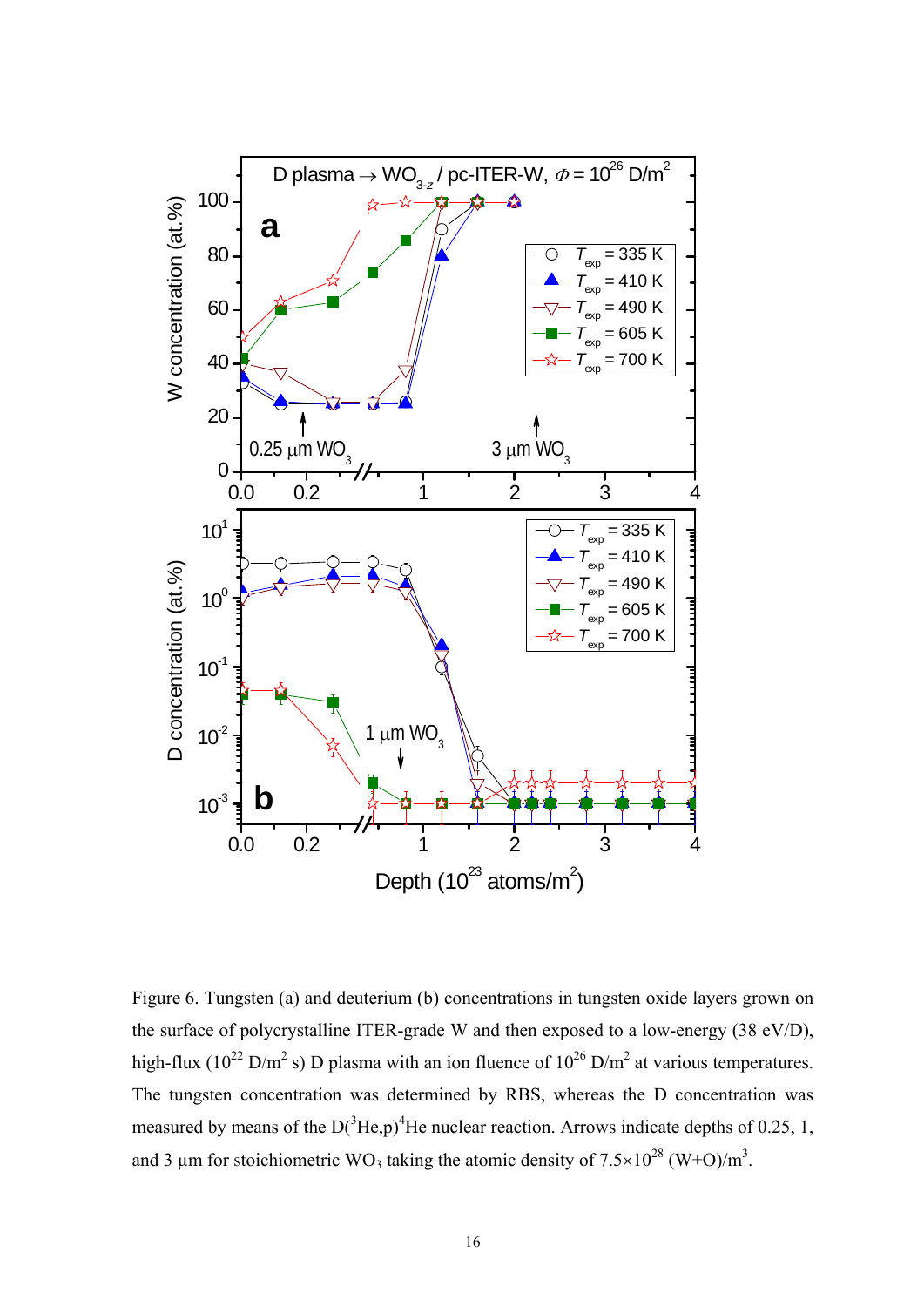Figure 6. Tungsten (a) and deuterium (b) concentrations in tungsten oxide layers grown on the surface of polycrystalline ITER-grade W and then exposed to a low-energy (38 eV/D), high-flux ($10^{22}$ D/m$^2$ s) D plasma with an ion fluence of $10^{26}$ D/m$^2$ at various temperatures. The tungsten concentration was determined by RBS, whereas the D concentration was measured by means of the D($^3$He,p)$^4$He nuclear reaction. Arrows indicate depths of 0.25, 1, and 3 μm for stoichiometric $WO_3$ taking the atomic density of $7.5\times10^{28}$ (W+O)/m$^3$.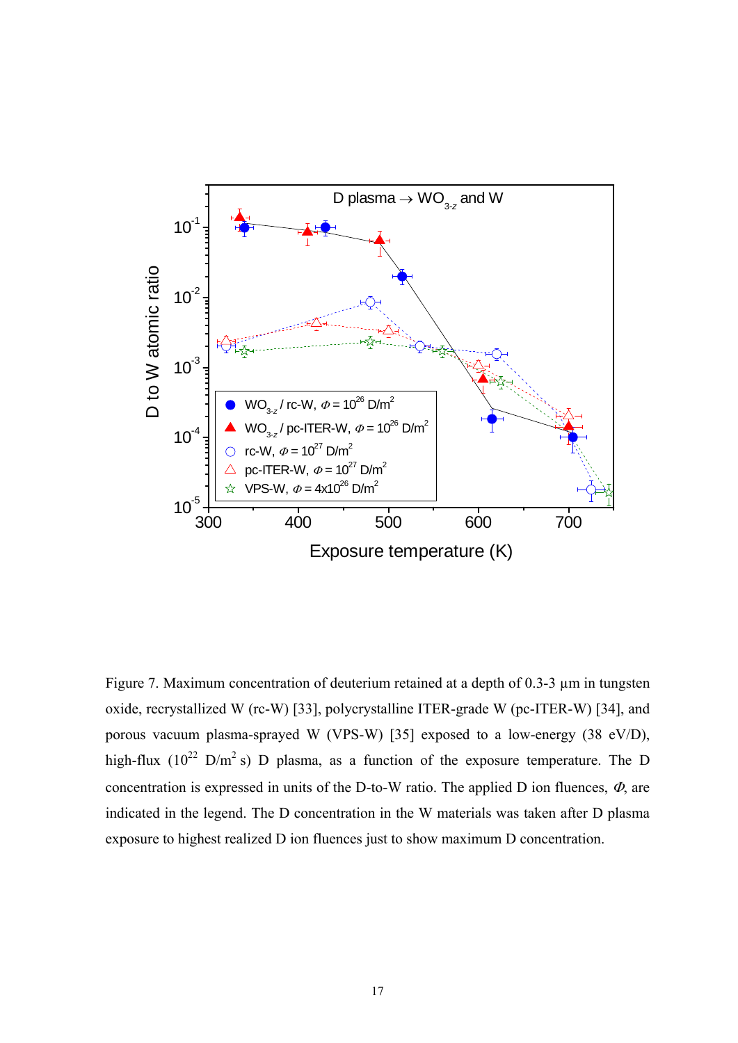Figure 7. Maximum concentration of deuterium retained at a depth of 0.3-3 μm in tungsten oxide, recrystallized W (rc-W) [33], polycrystalline ITER-grade W (pc-ITER-W) [34], and porous vacuum plasma-sprayed W (VPS-W) [35] exposed to a low-energy (38 eV/D), high-flux ($10^{22}$ D/m$^2$ s) D plasma, as a function of the exposure temperature. The D concentration is expressed in units of the D-to-W ratio. The applied D ion fluences, $\Phi$, are indicated in the legend. The D concentration in the W materials was taken after D plasma exposure to highest realized D ion fluences just to show maximum D concentration.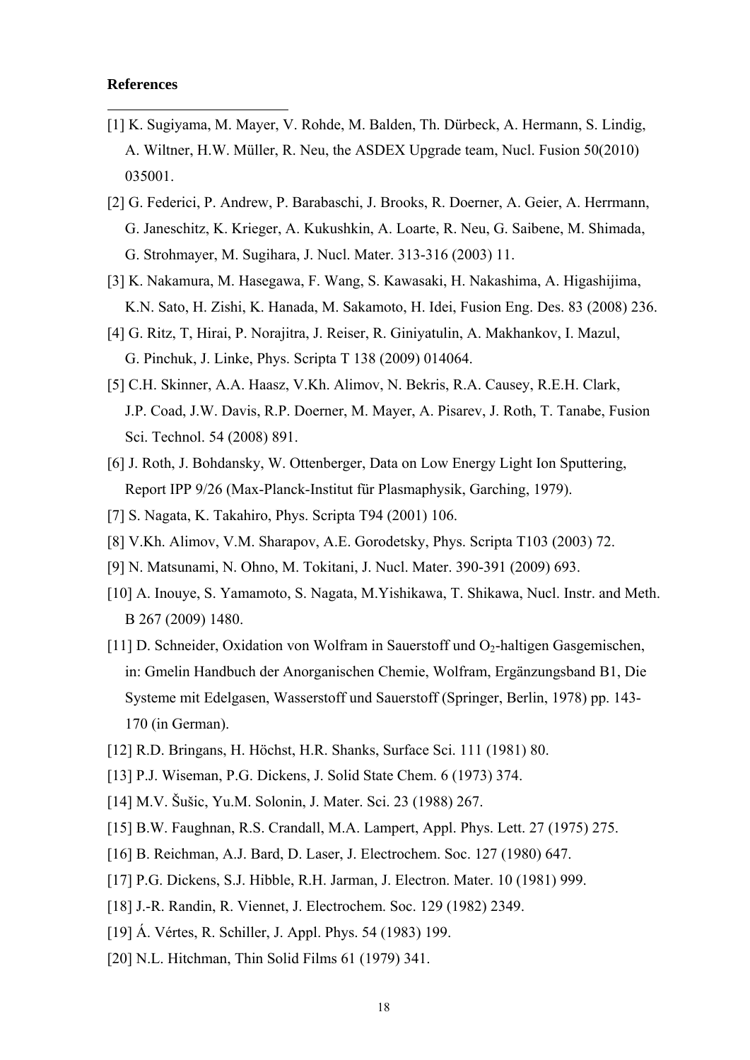**References**

[1] K. Sugiyama, M. Mayer, V. Rohde, M. Balden, Th. Dürbeck, A. Hermann, S. Lindig, A. Wiltner, H.W. Müller, R. Neu, the ASDEX Upgrade team, Nucl. Fusion 50(2010) 035001.

[2] G. Federici, P. Andrew, P. Barabaschi, J. Brooks, R. Doerner, A. Geier, A. Herrmann, G. Janeschitz, K. Krieger, A. Kukushkin, A. Loarte, R. Neu, G. Saibene, M. Shimada, G. Strohmayer, M. Sugihara, J. Nucl. Mater. 313-316 (2003) 11.

[3] K. Nakamura, M. Hasegawa, F. Wang, S. Kawasaki, H. Nakashima, A. Higashijima, K.N. Sato, H. Zishi, K. Hanada, M. Sakamoto, H. Idei, Fusion Eng. Des. 83 (2008) 236.

[4] G. Ritz, T, Hirai, P. Norajitra, J. Reiser, R. Giniyatulin, A. Makhankov, I. Mazul, G. Pinchuk, J. Linke, Phys. Scripta T 138 (2009) 014064.

[5] C.H. Skinner, A.A. Haasz, V.Kh. Alimov, N. Bekris, R.A. Causey, R.E.H. Clark, J.P. Coad, J.W. Davis, R.P. Doerner, M. Mayer, A. Pisarev, J. Roth, T. Tanabe, Fusion Sci. Technol. 54 (2008) 891.

[6] J. Roth, J. Bohdansky, W. Ottenberger, Data on Low Energy Light Ion Sputtering, Report IPP 9/26 (Max-Planck-Institut für Plasmaphysik, Garching, 1979).

[7] S. Nagata, K. Takahiro, Phys. Scripta T94 (2001) 106.

[8] V.Kh. Alimov, V.M. Sharapov, A.E. Gorodetsky, Phys. Scripta T103 (2003) 72.

[9] N. Matsunami, N. Ohno, M. Tokitani, J. Nucl. Mater. 390-391 (2009) 693.

[10] A. Inouye, S. Yamamoto, S. Nagata, M.Yishikawa, T. Shikawa, Nucl. Instr. and Meth. B 267 (2009) 1480.

[11] D. Schneider, Oxidation von Wolfram in Sauerstoff und $O_2$-haltigen Gasgemischen, in: Gmelin Handbuch der Anorganischen Chemie, Wolfram, Ergänzungsband B1, Die Systeme mit Edelgasen, Wasserstoff und Sauerstoff (Springer, Berlin, 1978) pp. 143-170 (in German).

[12] R.D. Bringans, H. Höchst, H.R. Shanks, Surface Sci. 111 (1981) 80.

[13] P.J. Wiseman, P.G. Dickens, J. Solid State Chem. 6 (1973) 374.

[14] M.V. Šušic, Yu.M. Solonin, J. Mater. Sci. 23 (1988) 267.

[15] B.W. Faughnan, R.S. Crandall, M.A. Lampert, Appl. Phys. Lett. 27 (1975) 275.

[16] B. Reichman, A.J. Bard, D. Laser, J. Electrochem. Soc. 127 (1980) 647.

[17] P.G. Dickens, S.J. Hibble, R.H. Jarman, J. Electron. Mater. 10 (1981) 999.

[18] J.-R. Randin, R. Viennet, J. Electrochem. Soc. 129 (1982) 2349.

[19] Á. Vértes, R. Schiller, J. Appl. Phys. 54 (1983) 199.

[20] N.L. Hitchman, Thin Solid Films 61 (1979) 341.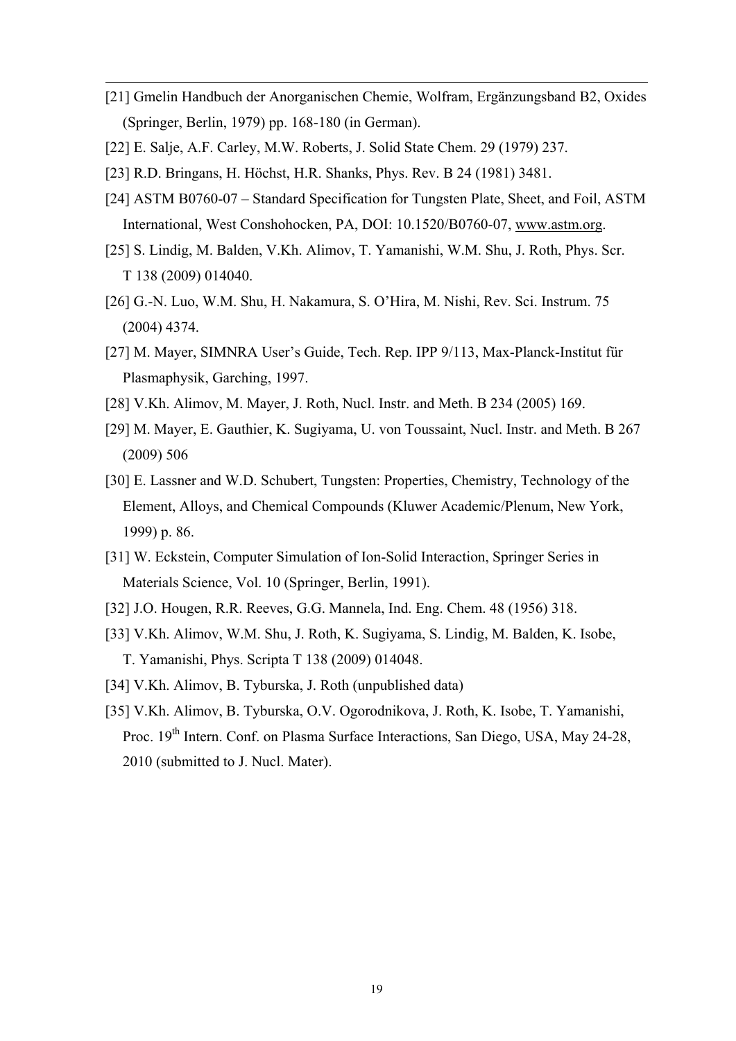[21] Gmelin Handbuch der Anorganischen Chemie, Wolfram, Ergänzungsband B2, Oxides (Springer, Berlin, 1979) pp. 168-180 (in German).

[22] E. Salje, A.F. Carley, M.W. Roberts, J. Solid State Chem. 29 (1979) 237.

[23] R.D. Bringans, H. Höchst, H.R. Shanks, Phys. Rev. B 24 (1981) 3481.

[24] ASTM B0760-07 – Standard Specification for Tungsten Plate, Sheet, and Foil, ASTM International, West Conshohocken, PA, DOI: 10.1520/B0760-07, www.astm.org.

[25] S. Lindig, M. Balden, V.Kh. Alimov, T. Yamanishi, W.M. Shu, J. Roth, Phys. Scr. T 138 (2009) 014040.

[26] G.-N. Luo, W.M. Shu, H. Nakamura, S. O'Hira, M. Nishi, Rev. Sci. Instrum. 75 (2004) 4374.

[27] M. Mayer, SIMNRA User's Guide, Tech. Rep. IPP 9/113, Max-Planck-Institut für Plasmaphysik, Garching, 1997.

[28] V.Kh. Alimov, M. Mayer, J. Roth, Nucl. Instr. and Meth. B 234 (2005) 169.

[29] M. Mayer, E. Gauthier, K. Sugiyama, U. von Toussaint, Nucl. Instr. and Meth. B 267 (2009) 506

[30] E. Lassner and W.D. Schubert, Tungsten: Properties, Chemistry, Technology of the Element, Alloys, and Chemical Compounds (Kluwer Academic/Plenum, New York, 1999) p. 86.

[31] W. Eckstein, Computer Simulation of Ion-Solid Interaction, Springer Series in Materials Science, Vol. 10 (Springer, Berlin, 1991).

[32] J.O. Hougen, R.R. Reeves, G.G. Mannela, Ind. Eng. Chem. 48 (1956) 318.

[33] V.Kh. Alimov, W.M. Shu, J. Roth, K. Sugiyama, S. Lindig, M. Balden, K. Isobe, T. Yamanishi, Phys. Scripta T 138 (2009) 014048.

[34] V.Kh. Alimov, B. Tyburska, J. Roth (unpublished data)

[35] V.Kh. Alimov, B. Tyburska, O.V. Ogorodnikova, J. Roth, K. Isobe, T. Yamanishi, Proc. 19th Intern. Conf. on Plasma Surface Interactions, San Diego, USA, May 24-28, 2010 (submitted to J. Nucl. Mater).